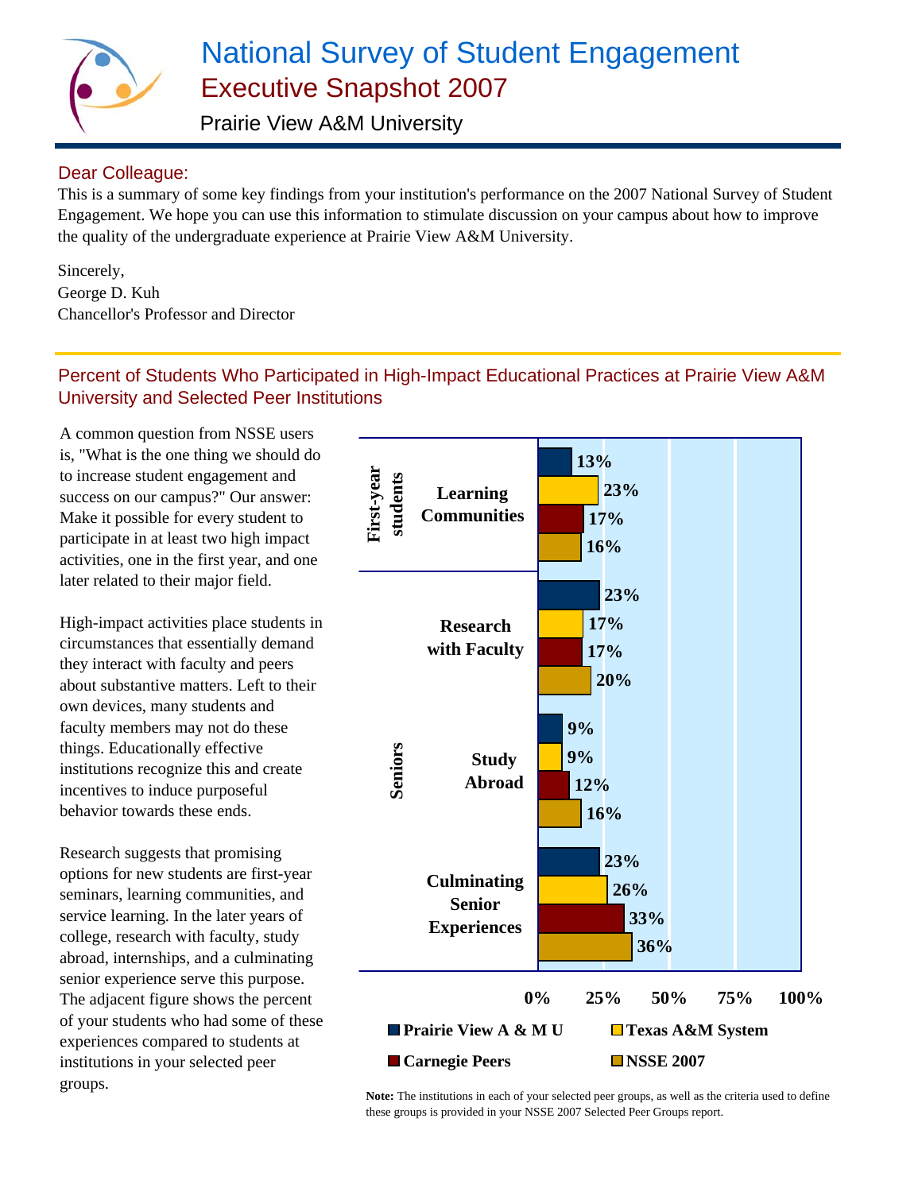# National Survey of Student Engagement

## Executive Snapshot 2007

### Prairie View A&M University

---

Dear Colleague:

This is a summary of some key findings from your institution's performance on the 2007 National Survey of Student Engagement. We hope you can use this information to stimulate discussion on your campus about how to improve the quality of the undergraduate experience at Prairie View A&M University.

Sincerely,
George D. Kuh
Chancellor's Professor and Director

---

## Percent of Students Who Participated in High-Impact Educational Practices at Prairie View A&M University and Selected Peer Institutions

A common question from NSSE users is, "What is the one thing we should do to increase student engagement and success on our campus?" Our answer: Make it possible for every student to participate in at least two high impact activities, one in the first year, and one later related to their major field.

High-impact activities place students in circumstances that essentially demand they interact with faculty and peers about substantive matters. Left to their own devices, many students and faculty members may not do these things. Educationally effective institutions recognize this and create incentives to induce purposeful behavior towards these ends.

Research suggests that promising options for new students are first-year seminars, learning communities, and service learning. In the later years of college, research with faculty, study abroad, internships, and a culminating senior experience serve this purpose. The adjacent figure shows the percent of your students who had some of these experiences compared to students at institutions in your selected peer groups.

| Group | Practice | Prairie View A & M U | Texas A&M System | Carnegie Peers | NSSE 2007 |
|---|---|---|---|---|---|
| First-year students | Learning Communities | 13% | 23% | 17% | 16% |
| Seniors | Research with Faculty | 23% | 17% | 17% | 20% |
| Seniors | Study Abroad | 9% | 9% | 12% | 16% |
| Seniors | Culminating Senior Experiences | 23% | 26% | 33% | 36% |

**Note:** The institutions in each of your selected peer groups, as well as the criteria used to define these groups is provided in your NSSE 2007 Selected Peer Groups report.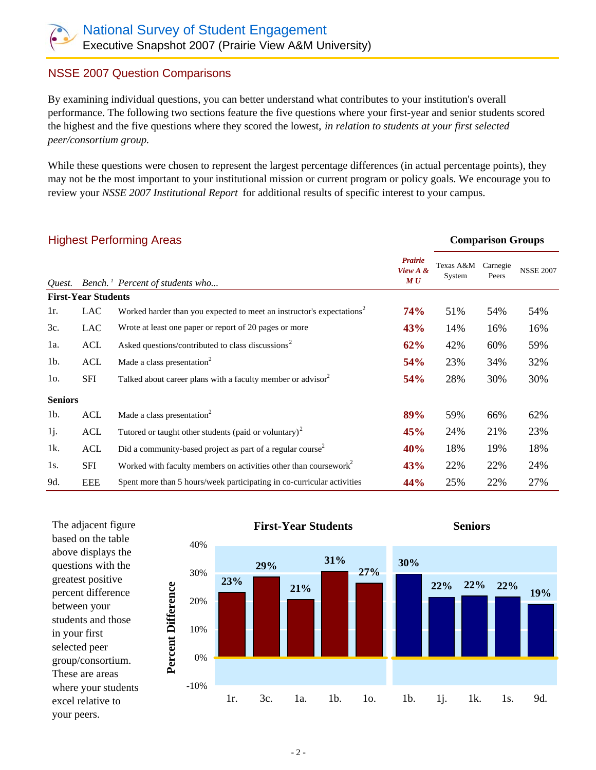# National Survey of Student Engagement

Executive Snapshot 2007 (Prairie View A&M University)

## NSSE 2007 Question Comparisons

By examining individual questions, you can better understand what contributes to your institution's overall performance. The following two sections feature the five questions where your first-year and senior students scored the highest and the five questions where they scored the lowest, *in relation to students at your first selected peer/consortium group.*

While these questions were chosen to represent the largest percentage differences (in actual percentage points), they may not be the most important to your institutional mission or current program or policy goals. We encourage you to review your *NSSE 2007 Institutional Report* for additional results of specific interest to your campus.

## Highest Performing Areas

| | | | | Comparison Groups | | |
|---|---|---|---|---|---|---|
| *Quest.* | *Bench.* [1] | *Percent of students who...* | ***Prairie View A & M U*** | Texas A&M System | Carnegie Peers | NSSE 2007 |
| **First-Year Students** | | | | | | |
| 1r. | LAC | Worked harder than you expected to meet an instructor's expectations[2] | **74%** | 51% | 54% | 54% |
| 3c. | LAC | Wrote at least one paper or report of 20 pages or more | **43%** | 14% | 16% | 16% |
| 1a. | ACL | Asked questions/contributed to class discussions[2] | **62%** | 42% | 60% | 59% |
| 1b. | ACL | Made a class presentation[2] | **54%** | 23% | 34% | 32% |
| 1o. | SFI | Talked about career plans with a faculty member or advisor[2] | **54%** | 28% | 30% | 30% |
| **Seniors** | | | | | | |
| 1b. | ACL | Made a class presentation[2] | **89%** | 59% | 66% | 62% |
| 1j. | ACL | Tutored or taught other students (paid or voluntary)[2] | **45%** | 24% | 21% | 23% |
| 1k. | ACL | Did a community-based project as part of a regular course[2] | **40%** | 18% | 19% | 18% |
| 1s. | SFI | Worked with faculty members on activities other than coursework[2] | **43%** | 22% | 22% | 24% |
| 9d. | EEE | Spent more than 5 hours/week participating in co-curricular activities | **44%** | 25% | 22% | 27% |

The adjacent figure based on the table above displays the questions with the greatest positive percent difference between your students and those in your first selected peer group/consortium. These are areas where your students excel relative to your peers.

**Percent Difference**

| | First-Year Students | | | | | Seniors | | | | |
|---|---|---|---|---|---|---|---|---|---|---|
| Question | 1r. | 3c. | 1a. | 1b. | 1o. | 1b. | 1j. | 1k. | 1s. | 9d. |
| Percent Difference | 23% | 29% | 21% | 31% | 27% | 30% | 22% | 22% | 22% | 19% |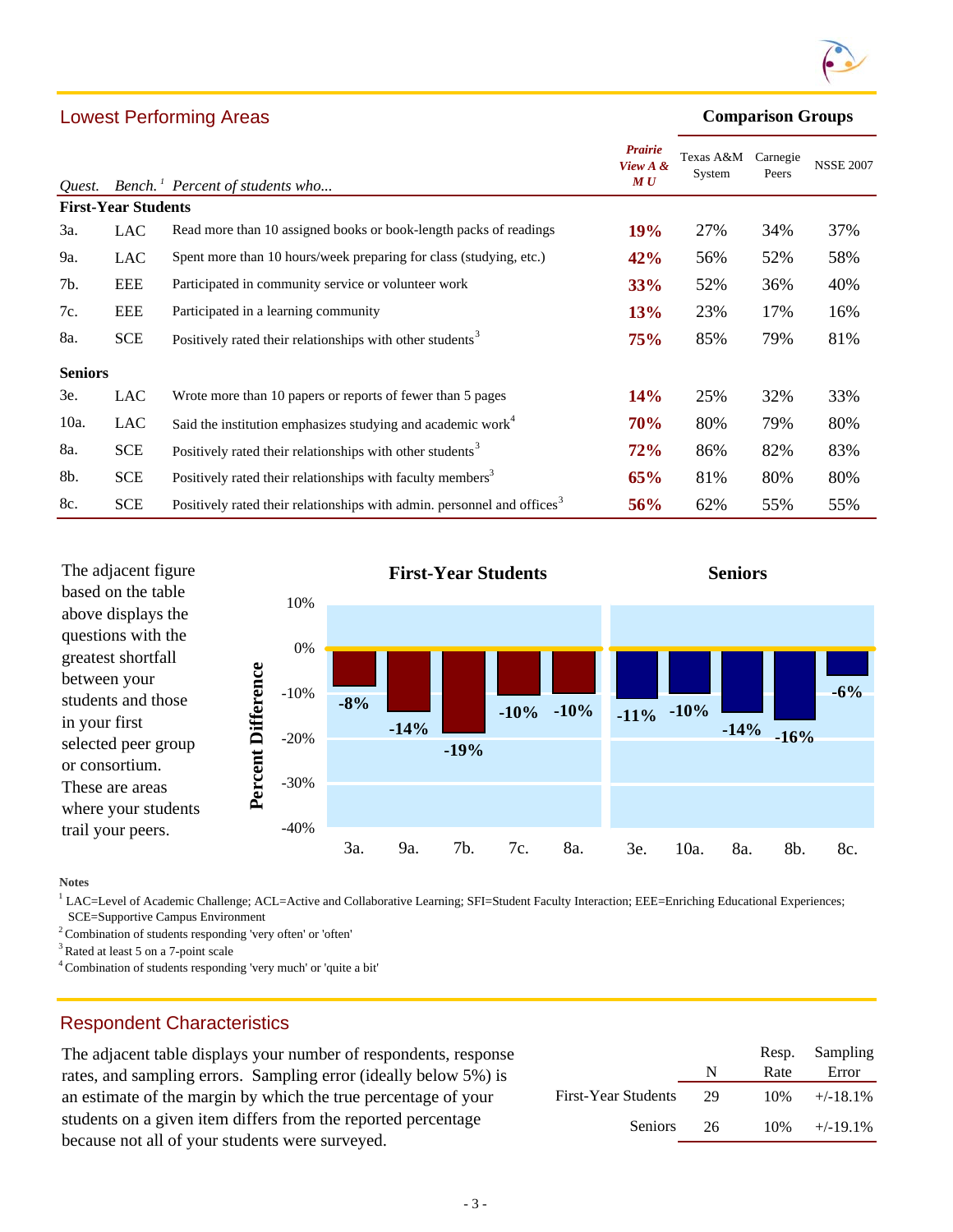## Lowest Performing Areas

| Quest. | Bench.[1] | Percent of students who... | Prairie View A & M U | Texas A&M System | Carnegie Peers | NSSE 2007 |
|---|---|---|---|---|---|---|
| | | | | **Comparison Groups** | | |
| **First-Year Students** | | | | | | |
| 3a. | LAC | Read more than 10 assigned books or book-length packs of readings | **19%** | 27% | 34% | 37% |
| 9a. | LAC | Spent more than 10 hours/week preparing for class (studying, etc.) | **42%** | 56% | 52% | 58% |
| 7b. | EEE | Participated in community service or volunteer work | **33%** | 52% | 36% | 40% |
| 7c. | EEE | Participated in a learning community | **13%** | 23% | 17% | 16% |
| 8a. | SCE | Positively rated their relationships with other students[3] | **75%** | 85% | 79% | 81% |
| **Seniors** | | | | | | |
| 3e. | LAC | Wrote more than 10 papers or reports of fewer than 5 pages | **14%** | 25% | 32% | 33% |
| 10a. | LAC | Said the institution emphasizes studying and academic work[4] | **70%** | 80% | 79% | 80% |
| 8a. | SCE | Positively rated their relationships with other students[3] | **72%** | 86% | 82% | 83% |
| 8b. | SCE | Positively rated their relationships with faculty members[3] | **65%** | 81% | 80% | 80% |
| 8c. | SCE | Positively rated their relationships with admin. personnel and offices[3] | **56%** | 62% | 55% | 55% |

The adjacent figure based on the table above displays the questions with the greatest shortfall between your students and those in your first selected peer group or consortium. These are areas where your students trail your peers.

**Percent Difference**

| | First-Year Students | | | | | Seniors | | | | |
|---|---|---|---|---|---|---|---|---|---|---|
| Question | 3a. | 9a. | 7b. | 7c. | 8a. | 3e. | 10a. | 8a. | 8b. | 8c. |
| Difference | -8% | -14% | -19% | -10% | -10% | -11% | -10% | -14% | -16% | -6% |

**Notes**

[1] LAC=Level of Academic Challenge; ACL=Active and Collaborative Learning; SFI=Student Faculty Interaction; EEE=Enriching Educational Experiences; SCE=Supportive Campus Environment

[2] Combination of students responding 'very often' or 'often'

[3] Rated at least 5 on a 7-point scale

[4] Combination of students responding 'very much' or 'quite a bit'

## Respondent Characteristics

The adjacent table displays your number of respondents, response rates, and sampling errors. Sampling error (ideally below 5%) is an estimate of the margin by which the true percentage of your students on a given item differs from the reported percentage because not all of your students were surveyed.

| | N | Resp. Rate | Sampling Error |
|---|---|---|---|
| First-Year Students | 29 | 10% | +/-18.1% |
| Seniors | 26 | 10% | +/-19.1% |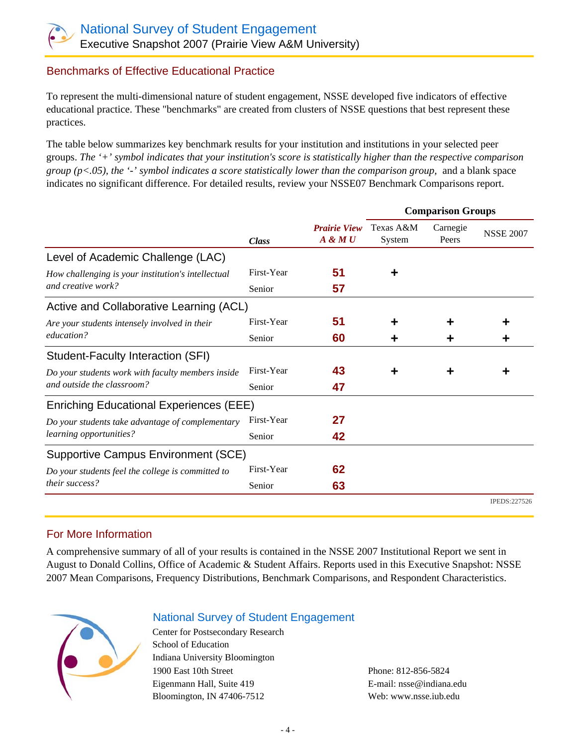# National Survey of Student Engagement

Executive Snapshot 2007 (Prairie View A&M University)

## Benchmarks of Effective Educational Practice

To represent the multi-dimensional nature of student engagement, NSSE developed five indicators of effective educational practice. These "benchmarks" are created from clusters of NSSE questions that best represent these practices.

The table below summarizes key benchmark results for your institution and institutions in your selected peer groups. *The '+' symbol indicates that your institution's score is statistically higher than the respective comparison group (p<.05), the '-' symbol indicates a score statistically lower than the comparison group,* and a blank space indicates no significant difference. For detailed results, review your NSSE07 Benchmark Comparisons report.

| | | | Comparison Groups | | |
|---|---|---|---|---|---|
| | ***Class*** | ***Prairie View A & M U*** | Texas A&M System | Carnegie Peers | NSSE 2007 |
| **Level of Academic Challenge (LAC)** | | | | | |
| *How challenging is your institution's intellectual and creative work?* | First-Year | **51** | + | | |
| | Senior | **57** | | | |
| **Active and Collaborative Learning (ACL)** | | | | | |
| *Are your students intensely involved in their education?* | First-Year | **51** | + | + | + |
| | Senior | **60** | + | + | + |
| **Student-Faculty Interaction (SFI)** | | | | | |
| *Do your students work with faculty members inside and outside the classroom?* | First-Year | **43** | + | + | + |
| | Senior | **47** | | | |
| **Enriching Educational Experiences (EEE)** | | | | | |
| *Do your students take advantage of complementary learning opportunities?* | First-Year | **27** | | | |
| | Senior | **42** | | | |
| **Supportive Campus Environment (SCE)** | | | | | |
| *Do your students feel the college is committed to their success?* | First-Year | **62** | | | |
| | Senior | **63** | | | |

IPEDS:227526

## For More Information

A comprehensive summary of all of your results is contained in the NSSE 2007 Institutional Report we sent in August to Donald Collins, Office of Academic & Student Affairs. Reports used in this Executive Snapshot: NSSE 2007 Mean Comparisons, Frequency Distributions, Benchmark Comparisons, and Respondent Characteristics.

### National Survey of Student Engagement

Center for Postsecondary Research
School of Education
Indiana University Bloomington
1900 East 10th Street
Eigenmann Hall, Suite 419
Bloomington, IN 47406-7512

Phone: 812-856-5824
E-mail: nsse@indiana.edu
Web: www.nsse.iub.edu